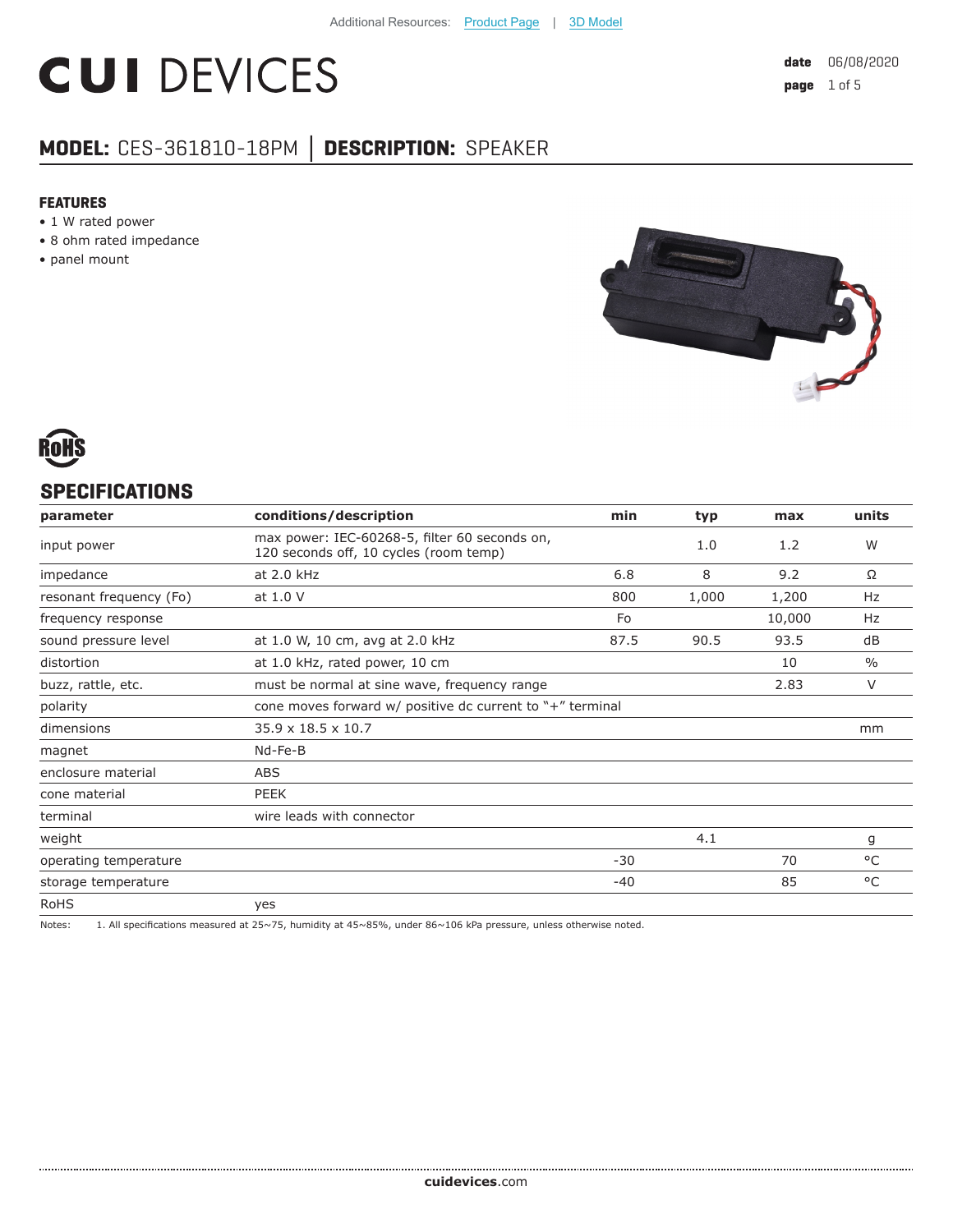Additional Resources: Product Page | 3D Model

# CUI DEVICES

**date** 06/08/2020

## MODEL: CES-361810-18PM | DESCRIPTION: SPEAKER

### FEATURES

- 1 W rated power
- 8 ohm rated impedance
- panel mount

RoHS

## SPECIFICATIONS

| parameter | conditions/description | min | typ | max | units |
|---|---|---|---|---|---|
| input power | max power: IEC-60268-5, filter 60 seconds on, 120 seconds off, 10 cycles (room temp) | | 1.0 | 1.2 | W |
| impedance | at 2.0 kHz | 6.8 | 8 | 9.2 | Ω |
| resonant frequency (Fo) | at 1.0 V | 800 | 1,000 | 1,200 | Hz |
| frequency response | | Fo | | 10,000 | Hz |
| sound pressure level | at 1.0 W, 10 cm, avg at 2.0 kHz | 87.5 | 90.5 | 93.5 | dB |
| distortion | at 1.0 kHz, rated power, 10 cm | | | 10 | % |
| buzz, rattle, etc. | must be normal at sine wave, frequency range | | | 2.83 | V |
| polarity | cone moves forward w/ positive dc current to "+" terminal | | | | |
| dimensions | 35.9 x 18.5 x 10.7 | | | | mm |
| magnet | Nd-Fe-B | | | | |
| enclosure material | ABS | | | | |
| cone material | PEEK | | | | |
| terminal | wire leads with connector | | | | |
| weight | | | 4.1 | | g |
| operating temperature | | -30 | | 70 | °C |
| storage temperature | | -40 | | 85 | °C |
| RoHS | yes | | | | |

Notes: 1. All specifications measured at 25~75, humidity at 45~85%, under 86~106 kPa pressure, unless otherwise noted.

**cuidevices**.com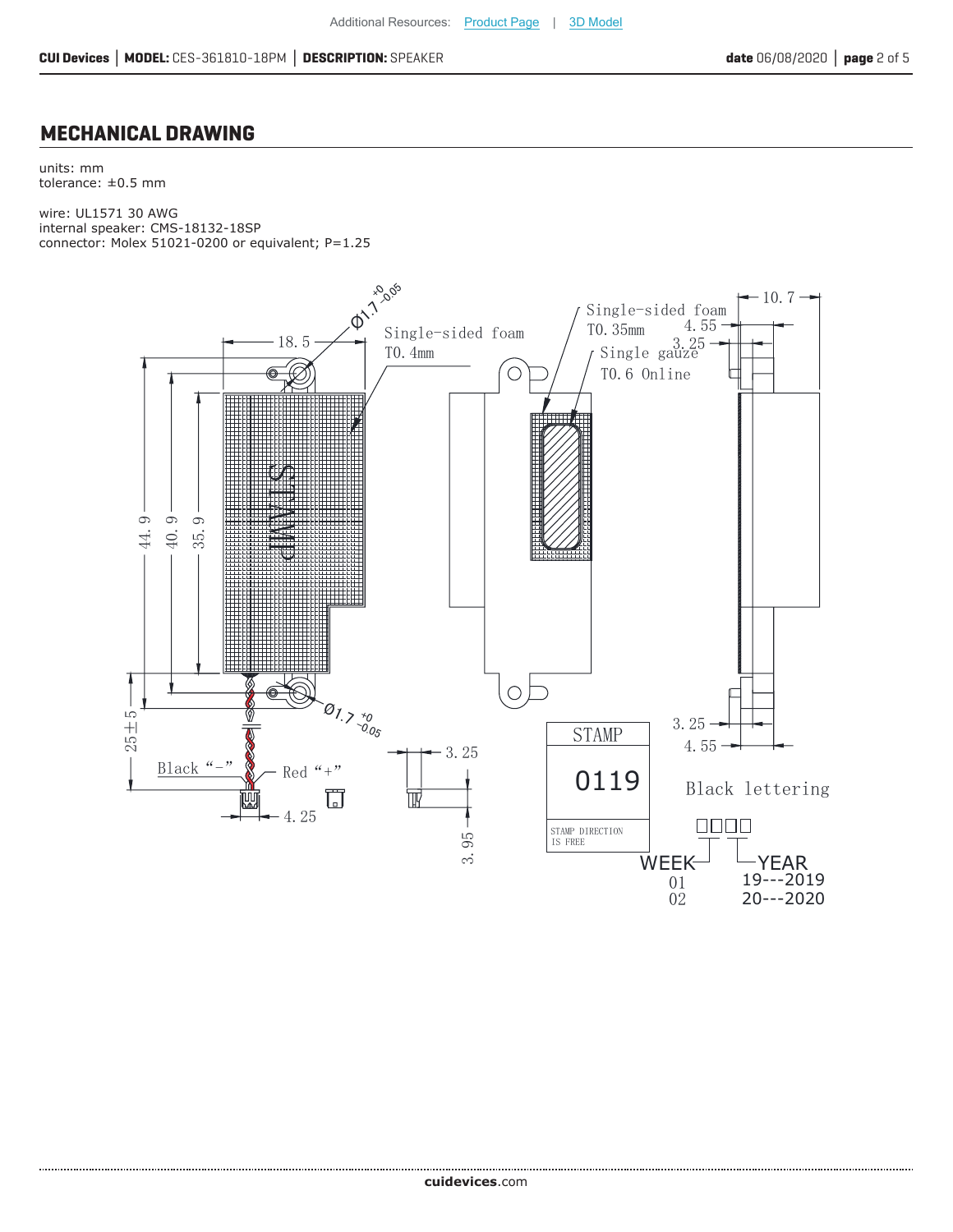## MECHANICAL DRAWING

units: mm
tolerance: ±0.5 mm

wire: UL1571 30 AWG
internal speaker: CMS-18132-18SP
connector: Molex 51021-0200 or equivalent; P=1.25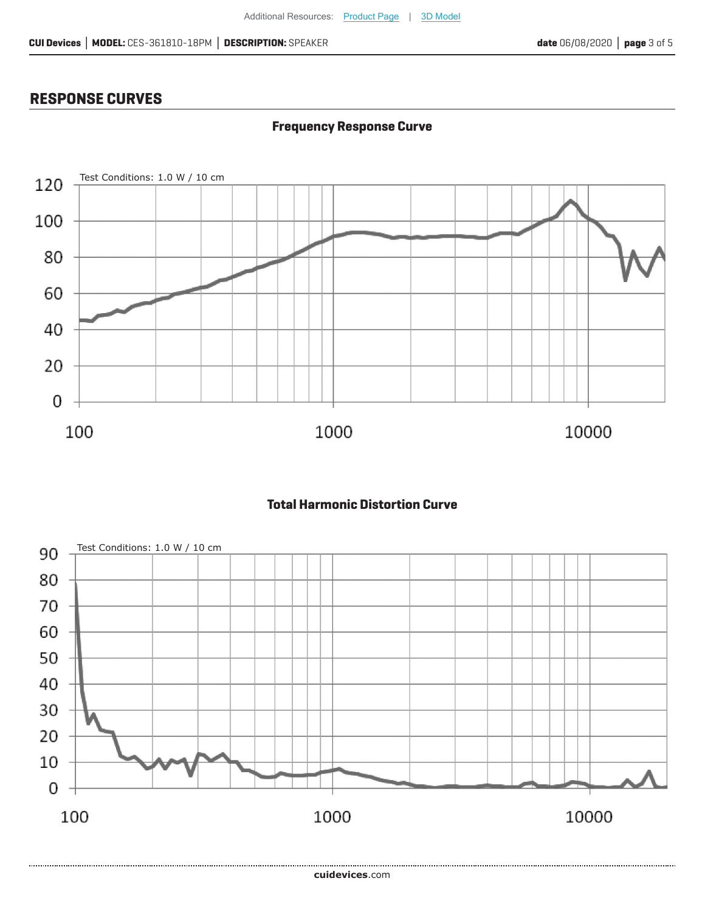## RESPONSE CURVES

### Frequency Response Curve

Test Conditions: 1.0 W / 10 cm

### Total Harmonic Distortion Curve

Test Conditions: 1.0 W / 10 cm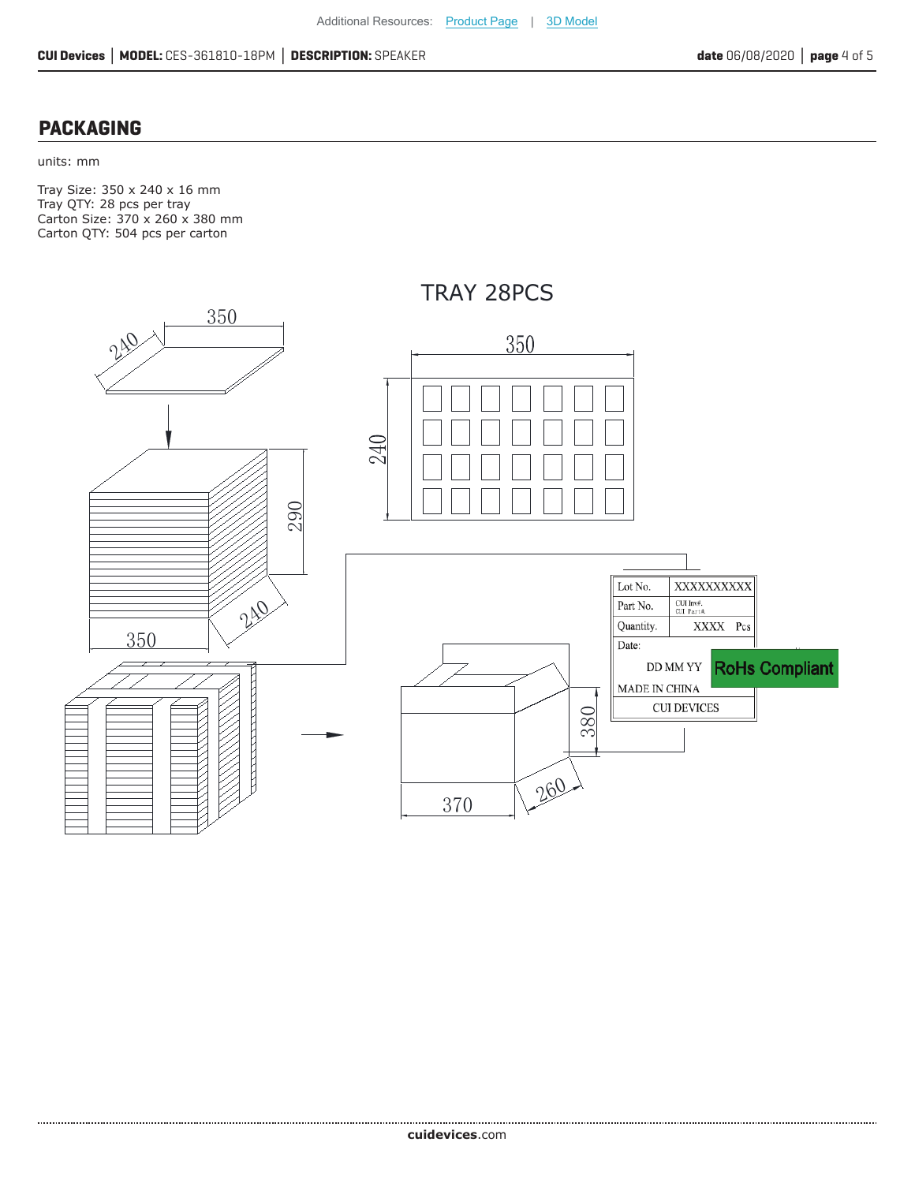## PACKAGING

units: mm

Tray Size: 350 x 240 x 16 mm
Tray QTY: 28 pcs per tray
Carton Size: 370 x 260 x 380 mm
Carton QTY: 504 pcs per carton

TRAY 28PCS

| Lot No. | XXXXXXXXXX |
|---|---|
| Part No. | CUI Inv#. CUI Part#. |
| Quantity. | XXXX Pcs |
| Date: DD MM YY | |
| MADE IN CHINA | |
| CUI DEVICES | |

RoHs Compliant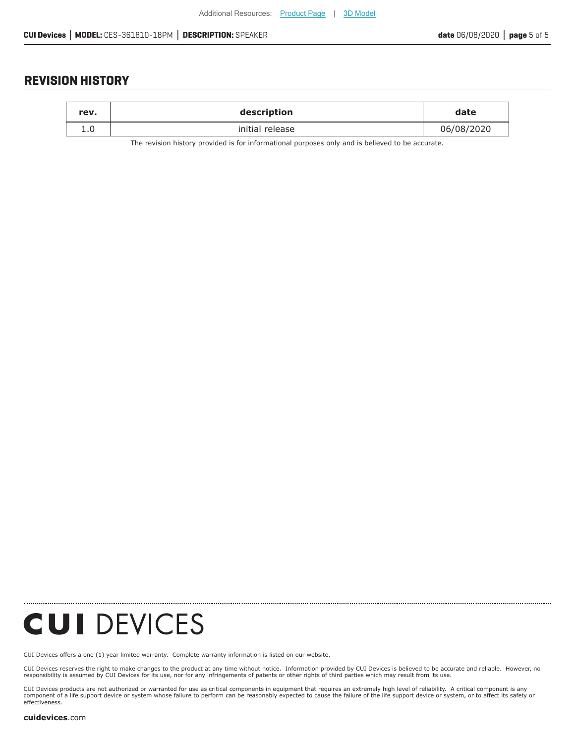## REVISION HISTORY

| rev. | description | date |
| --- | --- | --- |
| 1.0 | initial release | 06/08/2020 |

The revision history provided is for informational purposes only and is believed to be accurate.

**CUI DEVICES**

CUI Devices offers a one (1) year limited warranty. Complete warranty information is listed on our website.

CUI Devices reserves the right to make changes to the product at any time without notice. Information provided by CUI Devices is believed to be accurate and reliable. However, no responsibility is assumed by CUI Devices for its use, nor for any infringements of patents or other rights of third parties which may result from its use.

CUI Devices products are not authorized or warranted for use as critical components in equipment that requires an extremely high level of reliability. A critical component is any component of a life support device or system whose failure to perform can be reasonably expected to cause the failure of the life support device or system, or to affect its safety or effectiveness.

**cuidevices**.com